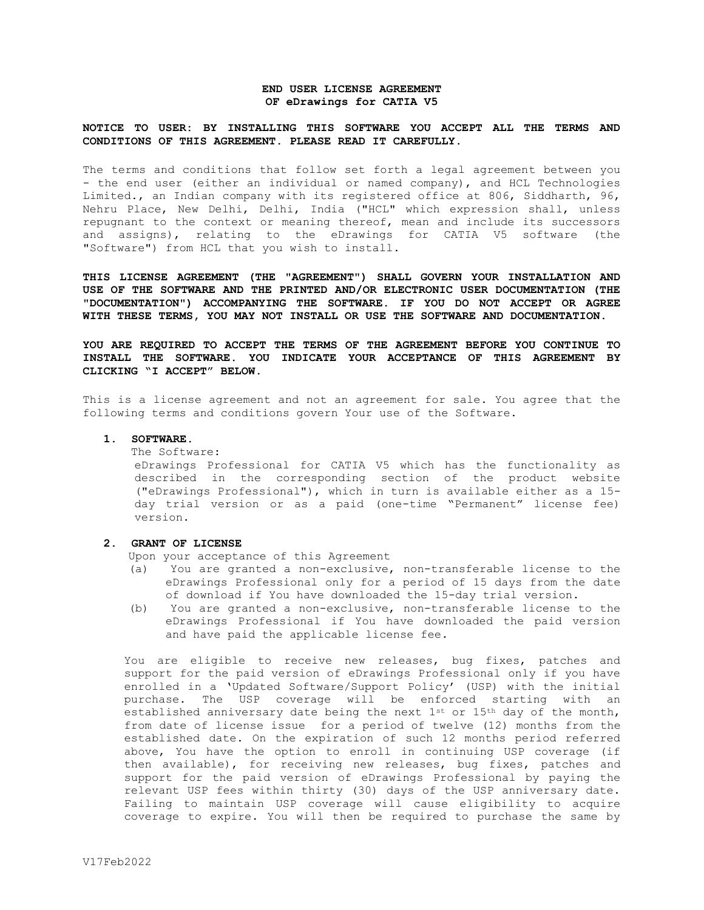**END USER LICENSE AGREEMENT**
**OF eDrawings for CATIA V5**

**NOTICE TO USER: BY INSTALLING THIS SOFTWARE YOU ACCEPT ALL THE TERMS AND CONDITIONS OF THIS AGREEMENT. PLEASE READ IT CAREFULLY.**

The terms and conditions that follow set forth a legal agreement between you - the end user (either an individual or named company), and HCL Technologies Limited., an Indian company with its registered office at 806, Siddharth, 96, Nehru Place, New Delhi, Delhi, India ("HCL" which expression shall, unless repugnant to the context or meaning thereof, mean and include its successors and assigns), relating to the eDrawings for CATIA V5 software (the "Software") from HCL that you wish to install.

**THIS LICENSE AGREEMENT (THE "AGREEMENT") SHALL GOVERN YOUR INSTALLATION AND USE OF THE SOFTWARE AND THE PRINTED AND/OR ELECTRONIC USER DOCUMENTATION (THE "DOCUMENTATION") ACCOMPANYING THE SOFTWARE. IF YOU DO NOT ACCEPT OR AGREE WITH THESE TERMS, YOU MAY NOT INSTALL OR USE THE SOFTWARE AND DOCUMENTATION.**

**YOU ARE REQUIRED TO ACCEPT THE TERMS OF THE AGREEMENT BEFORE YOU CONTINUE TO INSTALL THE SOFTWARE. YOU INDICATE YOUR ACCEPTANCE OF THIS AGREEMENT BY CLICKING "I ACCEPT" BELOW.**

This is a license agreement and not an agreement for sale. You agree that the following terms and conditions govern Your use of the Software.

**1. SOFTWARE.**

The Software:

eDrawings Professional for CATIA V5 which has the functionality as described in the corresponding section of the product website ("eDrawings Professional"), which in turn is available either as a 15-day trial version or as a paid (one-time "Permanent" license fee) version.

**2. GRANT OF LICENSE**

Upon your acceptance of this Agreement

(a) You are granted a non-exclusive, non-transferable license to the eDrawings Professional only for a period of 15 days from the date of download if You have downloaded the 15-day trial version.

(b) You are granted a non-exclusive, non-transferable license to the eDrawings Professional if You have downloaded the paid version and have paid the applicable license fee.

You are eligible to receive new releases, bug fixes, patches and support for the paid version of eDrawings Professional only if you have enrolled in a 'Updated Software/Support Policy' (USP) with the initial purchase. The USP coverage will be enforced starting with an established anniversary date being the next 1st or 15th day of the month, from date of license issue for a period of twelve (12) months from the established date. On the expiration of such 12 months period referred above, You have the option to enroll in continuing USP coverage (if then available), for receiving new releases, bug fixes, patches and support for the paid version of eDrawings Professional by paying the relevant USP fees within thirty (30) days of the USP anniversary date. Failing to maintain USP coverage will cause eligibility to acquire coverage to expire. You will then be required to purchase the same by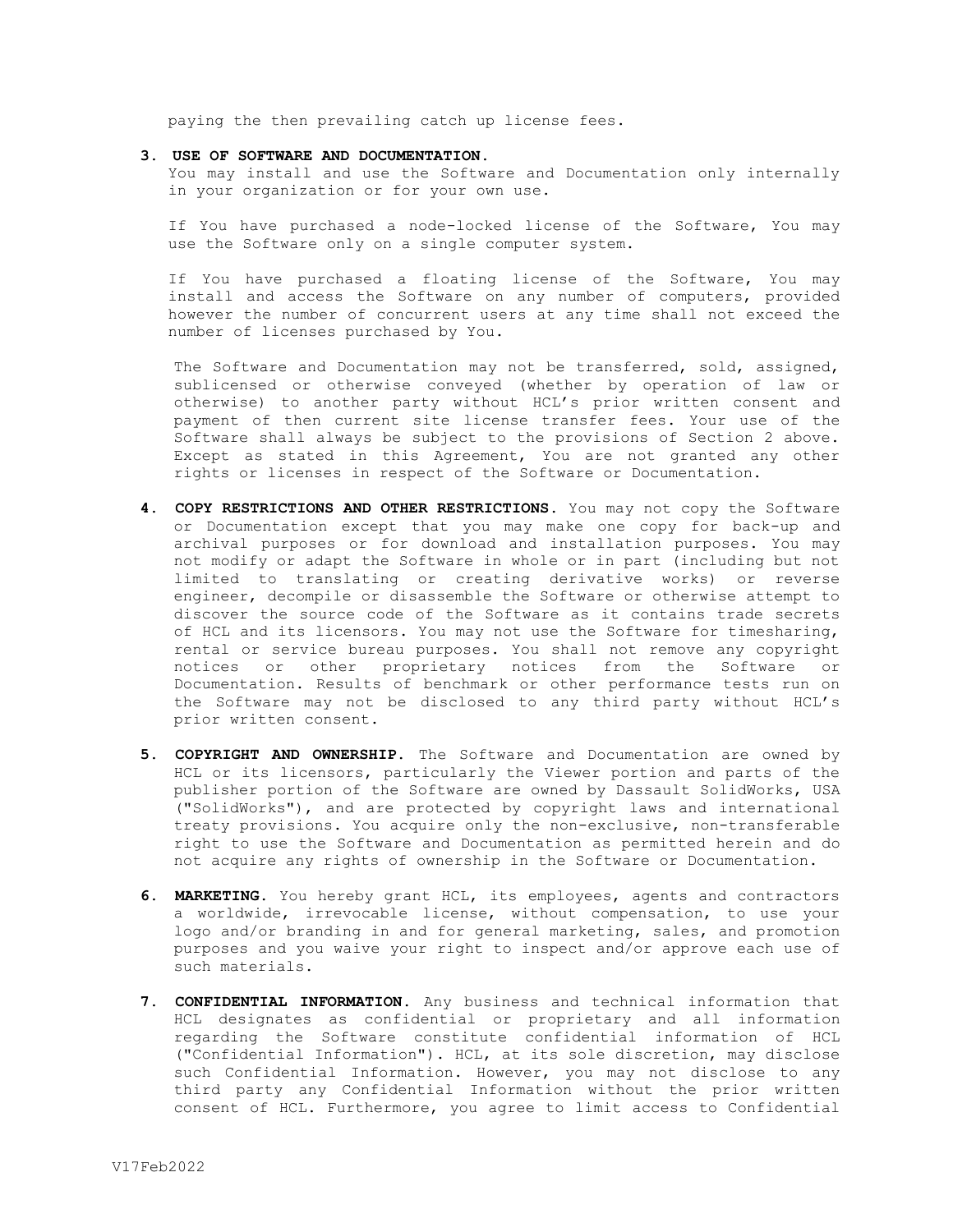paying the then prevailing catch up license fees.

3. **USE OF SOFTWARE AND DOCUMENTATION.**
   You may install and use the Software and Documentation only internally in your organization or for your own use.

   If You have purchased a node-locked license of the Software, You may use the Software only on a single computer system.

   If You have purchased a floating license of the Software, You may install and access the Software on any number of computers, provided however the number of concurrent users at any time shall not exceed the number of licenses purchased by You.

   The Software and Documentation may not be transferred, sold, assigned, sublicensed or otherwise conveyed (whether by operation of law or otherwise) to another party without HCL's prior written consent and payment of then current site license transfer fees. Your use of the Software shall always be subject to the provisions of Section 2 above. Except as stated in this Agreement, You are not granted any other rights or licenses in respect of the Software or Documentation.

4. **COPY RESTRICTIONS AND OTHER RESTRICTIONS.** You may not copy the Software or Documentation except that you may make one copy for back-up and archival purposes or for download and installation purposes. You may not modify or adapt the Software in whole or in part (including but not limited to translating or creating derivative works) or reverse engineer, decompile or disassemble the Software or otherwise attempt to discover the source code of the Software as it contains trade secrets of HCL and its licensors. You may not use the Software for timesharing, rental or service bureau purposes. You shall not remove any copyright notices or other proprietary notices from the Software or Documentation. Results of benchmark or other performance tests run on the Software may not be disclosed to any third party without HCL's prior written consent.

5. **COPYRIGHT AND OWNERSHIP.** The Software and Documentation are owned by HCL or its licensors, particularly the Viewer portion and parts of the publisher portion of the Software are owned by Dassault SolidWorks, USA ("SolidWorks"), and are protected by copyright laws and international treaty provisions. You acquire only the non-exclusive, non-transferable right to use the Software and Documentation as permitted herein and do not acquire any rights of ownership in the Software or Documentation.

6. **MARKETING.** You hereby grant HCL, its employees, agents and contractors a worldwide, irrevocable license, without compensation, to use your logo and/or branding in and for general marketing, sales, and promotion purposes and you waive your right to inspect and/or approve each use of such materials.

7. **CONFIDENTIAL INFORMATION.** Any business and technical information that HCL designates as confidential or proprietary and all information regarding the Software constitute confidential information of HCL ("Confidential Information"). HCL, at its sole discretion, may disclose such Confidential Information. However, you may not disclose to any third party any Confidential Information without the prior written consent of HCL. Furthermore, you agree to limit access to Confidential

V17Feb2022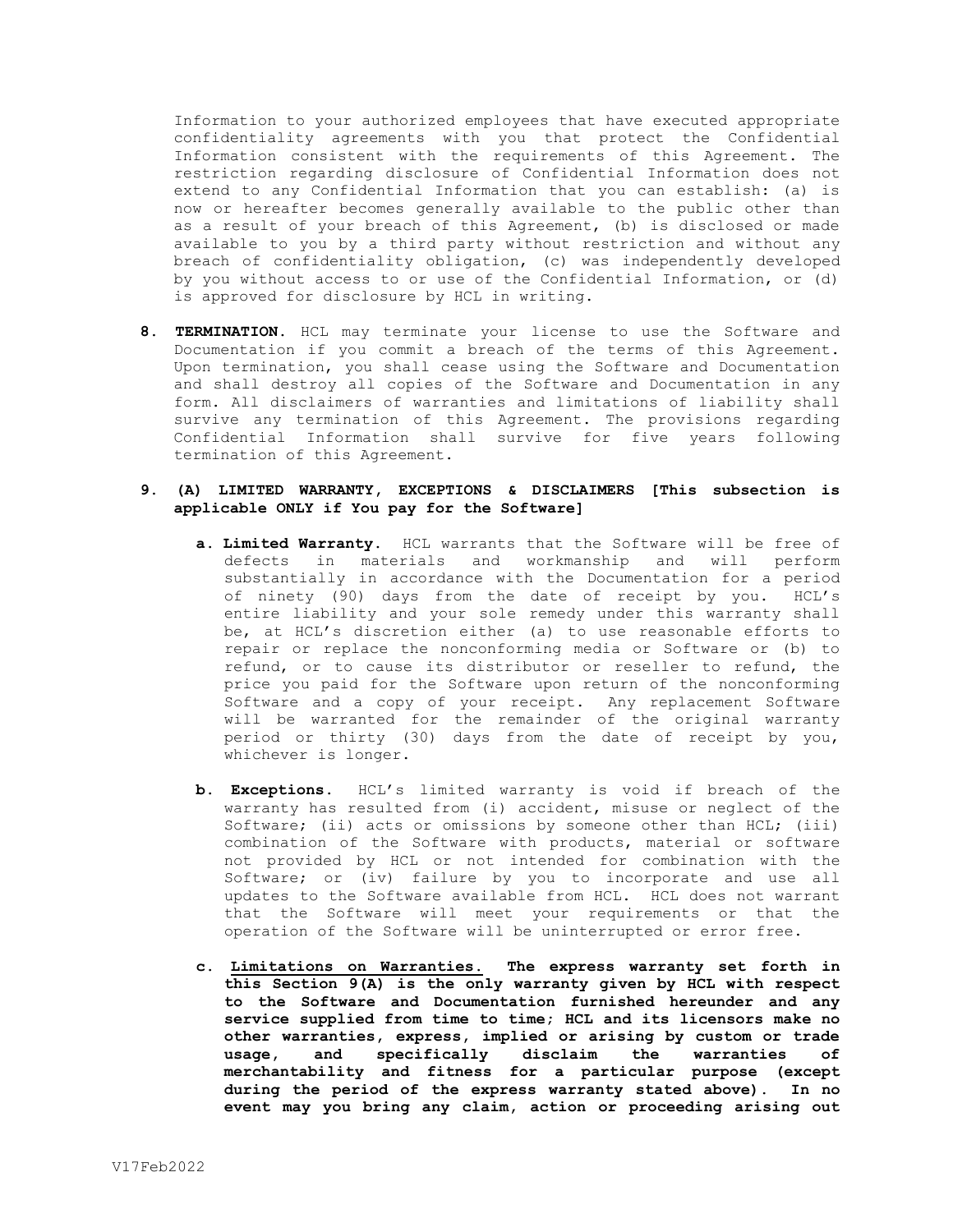Information to your authorized employees that have executed appropriate confidentiality agreements with you that protect the Confidential Information consistent with the requirements of this Agreement. The restriction regarding disclosure of Confidential Information does not extend to any Confidential Information that you can establish: (a) is now or hereafter becomes generally available to the public other than as a result of your breach of this Agreement, (b) is disclosed or made available to you by a third party without restriction and without any breach of confidentiality obligation, (c) was independently developed by you without access to or use of the Confidential Information, or (d) is approved for disclosure by HCL in writing.

8. **TERMINATION.** HCL may terminate your license to use the Software and Documentation if you commit a breach of the terms of this Agreement. Upon termination, you shall cease using the Software and Documentation and shall destroy all copies of the Software and Documentation in any form. All disclaimers of warranties and limitations of liability shall survive any termination of this Agreement. The provisions regarding Confidential Information shall survive for five years following termination of this Agreement.

9. **(A) LIMITED WARRANTY, EXCEPTIONS & DISCLAIMERS [This subsection is applicable ONLY if You pay for the Software]**

   a. **Limited Warranty.** HCL warrants that the Software will be free of defects in materials and workmanship and will perform substantially in accordance with the Documentation for a period of ninety (90) days from the date of receipt by you. HCL's entire liability and your sole remedy under this warranty shall be, at HCL's discretion either (a) to use reasonable efforts to repair or replace the nonconforming media or Software or (b) to refund, or to cause its distributor or reseller to refund, the price you paid for the Software upon return of the nonconforming Software and a copy of your receipt. Any replacement Software will be warranted for the remainder of the original warranty period or thirty (30) days from the date of receipt by you, whichever is longer.

   b. **Exceptions.** HCL's limited warranty is void if breach of the warranty has resulted from (i) accident, misuse or neglect of the Software; (ii) acts or omissions by someone other than HCL; (iii) combination of the Software with products, material or software not provided by HCL or not intended for combination with the Software; or (iv) failure by you to incorporate and use all updates to the Software available from HCL. HCL does not warrant that the Software will meet your requirements or that the operation of the Software will be uninterrupted or error free.

   c. **Limitations on Warranties. The express warranty set forth in this Section 9(A) is the only warranty given by HCL with respect to the Software and Documentation furnished hereunder and any service supplied from time to time; HCL and its licensors make no other warranties, express, implied or arising by custom or trade usage, and specifically disclaim the warranties of merchantability and fitness for a particular purpose (except during the period of the express warranty stated above). In no event may you bring any claim, action or proceeding arising out**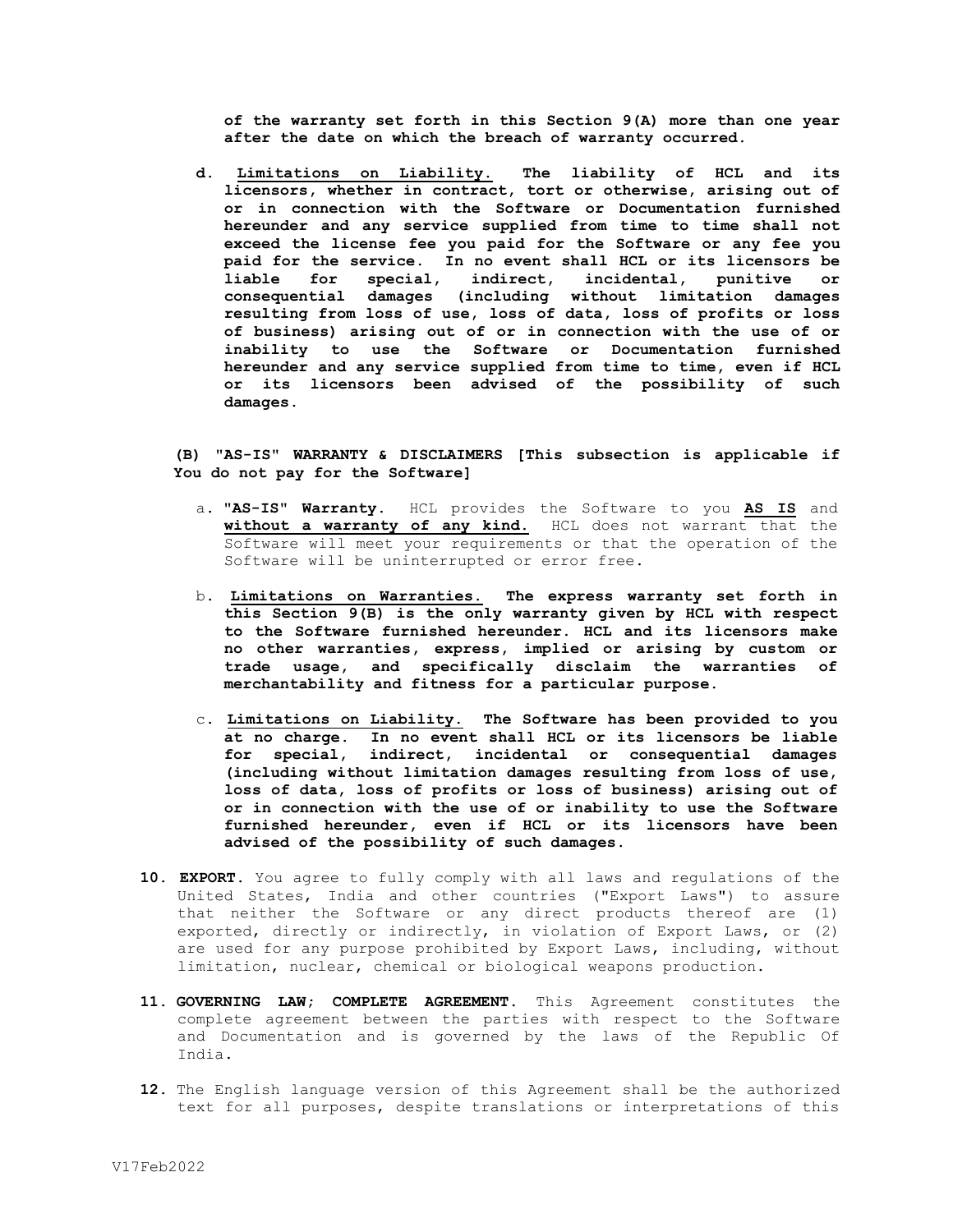**of the warranty set forth in this Section 9(A) more than one year after the date on which the breach of warranty occurred.**

d. **Limitations on Liability. The liability of HCL and its licensors, whether in contract, tort or otherwise, arising out of or in connection with the Software or Documentation furnished hereunder and any service supplied from time to time shall not exceed the license fee you paid for the Software or any fee you paid for the service. In no event shall HCL or its licensors be liable for special, indirect, incidental, punitive or consequential damages (including without limitation damages resulting from loss of use, loss of data, loss of profits or loss of business) arising out of or in connection with the use of or inability to use the Software or Documentation furnished hereunder and any service supplied from time to time, even if HCL or its licensors been advised of the possibility of such damages.**

**(B) "AS-IS" WARRANTY & DISCLAIMERS [This subsection is applicable if You do not pay for the Software]**

a. **"AS-IS" Warranty.** HCL provides the Software to you **AS IS** and **without a warranty of any kind.** HCL does not warrant that the Software will meet your requirements or that the operation of the Software will be uninterrupted or error free.

b. **Limitations on Warranties. The express warranty set forth in this Section 9(B) is the only warranty given by HCL with respect to the Software furnished hereunder. HCL and its licensors make no other warranties, express, implied or arising by custom or trade usage, and specifically disclaim the warranties of merchantability and fitness for a particular purpose.**

c. **Limitations on Liability. The Software has been provided to you at no charge. In no event shall HCL or its licensors be liable for special, indirect, incidental or consequential damages (including without limitation damages resulting from loss of use, loss of data, loss of profits or loss of business) arising out of or in connection with the use of or inability to use the Software furnished hereunder, even if HCL or its licensors have been advised of the possibility of such damages.**

10. **EXPORT.** You agree to fully comply with all laws and regulations of the United States, India and other countries ("Export Laws") to assure that neither the Software or any direct products thereof are (1) exported, directly or indirectly, in violation of Export Laws, or (2) are used for any purpose prohibited by Export Laws, including, without limitation, nuclear, chemical or biological weapons production.

11. **GOVERNING LAW; COMPLETE AGREEMENT.** This Agreement constitutes the complete agreement between the parties with respect to the Software and Documentation and is governed by the laws of the Republic Of India.

12. The English language version of this Agreement shall be the authorized text for all purposes, despite translations or interpretations of this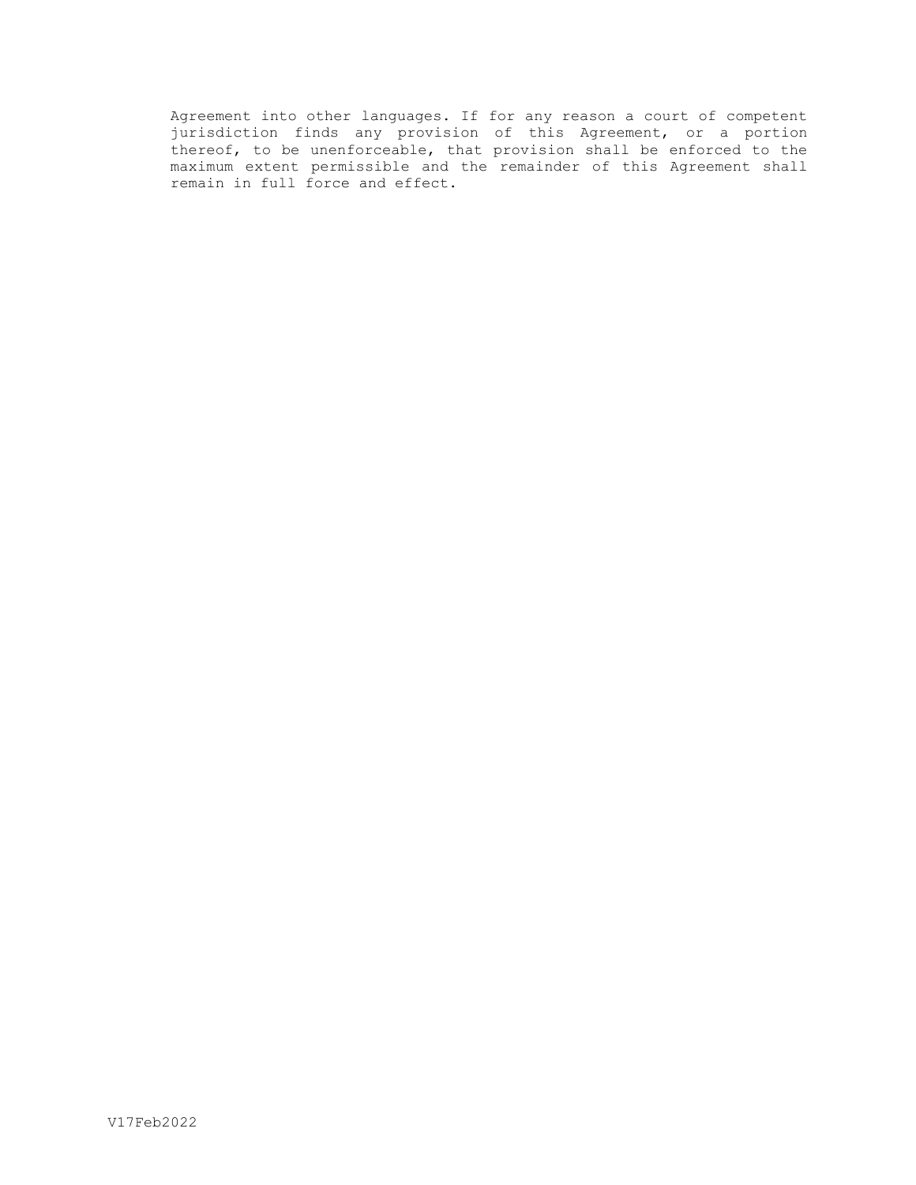Agreement into other languages. If for any reason a court of competent jurisdiction finds any provision of this Agreement, or a portion thereof, to be unenforceable, that provision shall be enforced to the maximum extent permissible and the remainder of this Agreement shall remain in full force and effect.

V17Feb2022